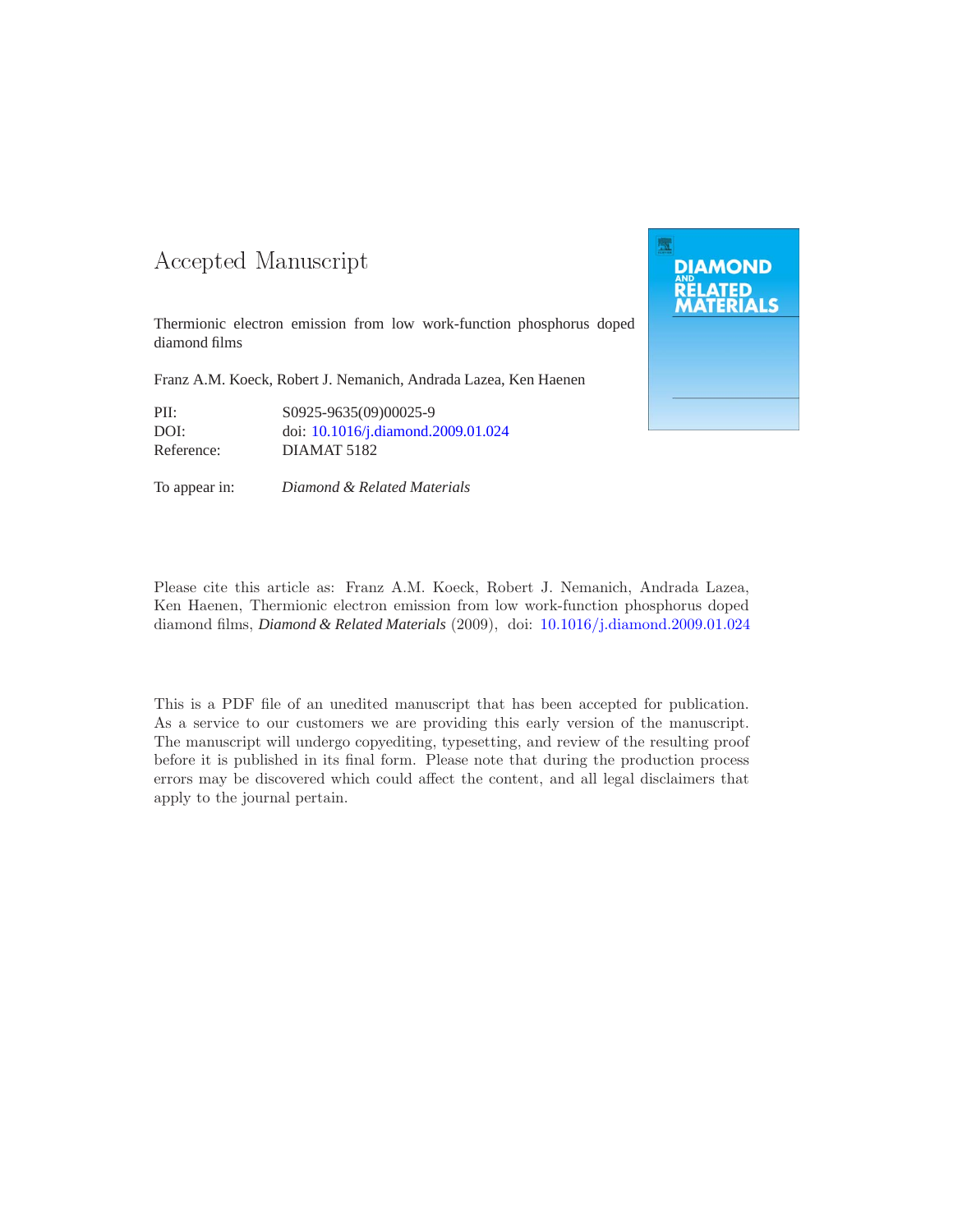# Accepted Manuscript

Thermionic electron emission from low work-function phosphorus doped diamond films

Franz A.M. Koeck, Robert J. Nemanich, Andrada Lazea, Ken Haenen

PII: S0925-9635(09)00025-9
DOI: doi: 10.1016/j.diamond.2009.01.024
Reference: DIAMAT 5182

To appear in: *Diamond & Related Materials*

Please cite this article as: Franz A.M. Koeck, Robert J. Nemanich, Andrada Lazea, Ken Haenen, Thermionic electron emission from low work-function phosphorus doped diamond films, *Diamond & Related Materials* (2009), doi: 10.1016/j.diamond.2009.01.024

This is a PDF file of an unedited manuscript that has been accepted for publication. As a service to our customers we are providing this early version of the manuscript. The manuscript will undergo copyediting, typesetting, and review of the resulting proof before it is published in its final form. Please note that during the production process errors may be discovered which could affect the content, and all legal disclaimers that apply to the journal pertain.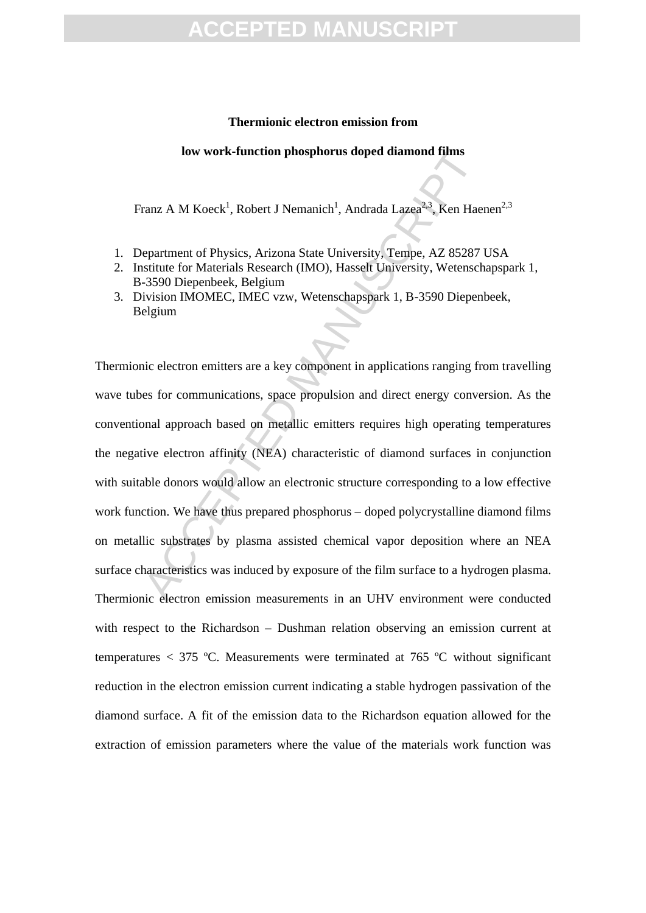**Thermionic electron emission from**

**low work-function phosphorus doped diamond films**

Franz A M Koeck[1], Robert J Nemanich[1], Andrada Lazea[2,3], Ken Haenen[2,3]

1. Department of Physics, Arizona State University, Tempe, AZ 85287 USA
2. Institute for Materials Research (IMO), Hasselt University, Wetenschapspark 1, B-3590 Diepenbeek, Belgium
3. Division IMOMEC, IMEC vzw, Wetenschapspark 1, B-3590 Diepenbeek, Belgium

Thermionic electron emitters are a key component in applications ranging from travelling wave tubes for communications, space propulsion and direct energy conversion. As the conventional approach based on metallic emitters requires high operating temperatures the negative electron affinity (NEA) characteristic of diamond surfaces in conjunction with suitable donors would allow an electronic structure corresponding to a low effective work function. We have thus prepared phosphorus – doped polycrystalline diamond films on metallic substrates by plasma assisted chemical vapor deposition where an NEA surface characteristics was induced by exposure of the film surface to a hydrogen plasma. Thermionic electron emission measurements in an UHV environment were conducted with respect to the Richardson – Dushman relation observing an emission current at temperatures < 375 ºC. Measurements were terminated at 765 ºC without significant reduction in the electron emission current indicating a stable hydrogen passivation of the diamond surface. A fit of the emission data to the Richardson equation allowed for the extraction of emission parameters where the value of the materials work function was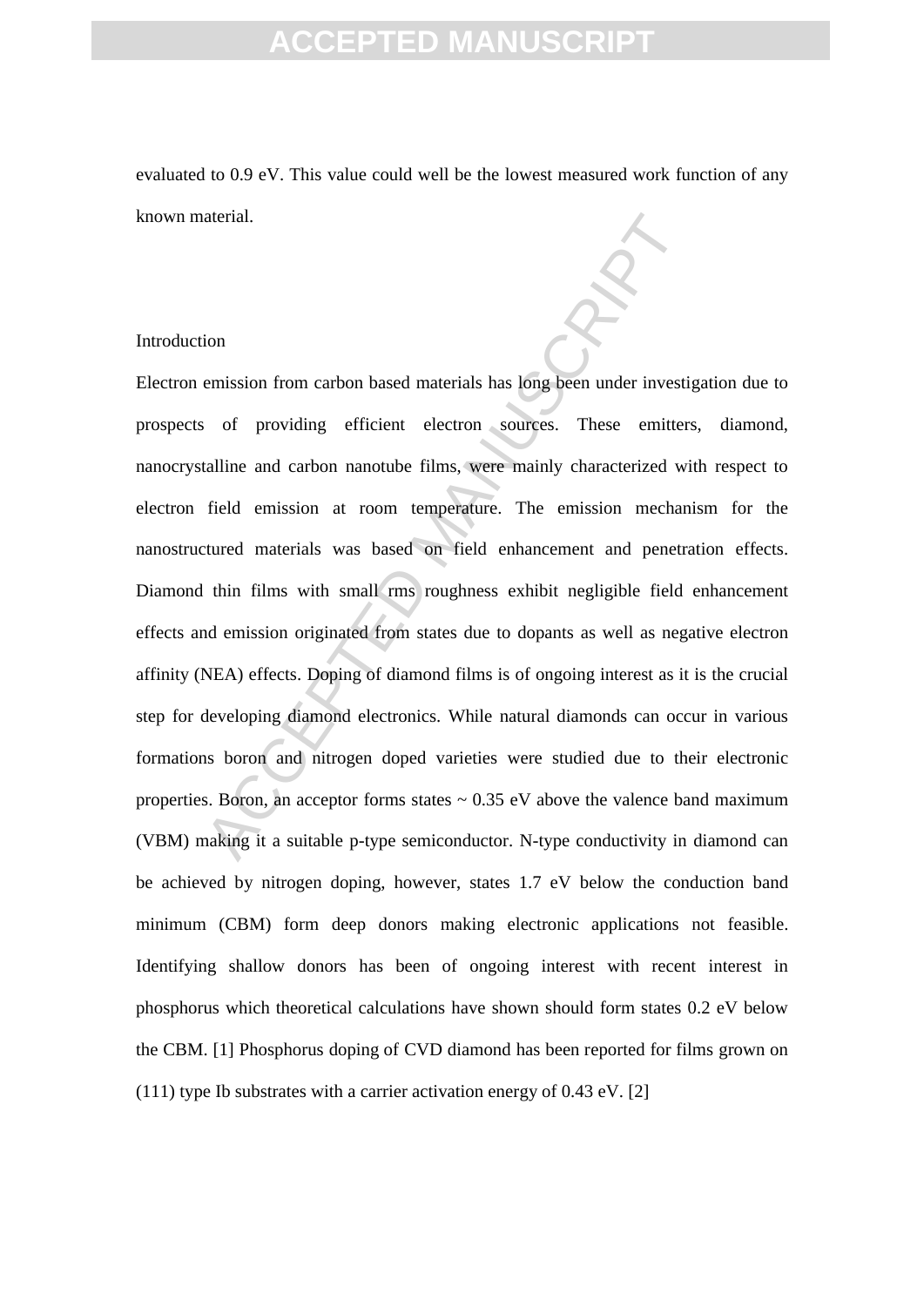evaluated to 0.9 eV. This value could well be the lowest measured work function of any known material.

## Introduction

Electron emission from carbon based materials has long been under investigation due to prospects of providing efficient electron sources. These emitters, diamond, nanocrystalline and carbon nanotube films, were mainly characterized with respect to electron field emission at room temperature. The emission mechanism for the nanostructured materials was based on field enhancement and penetration effects. Diamond thin films with small rms roughness exhibit negligible field enhancement effects and emission originated from states due to dopants as well as negative electron affinity (NEA) effects. Doping of diamond films is of ongoing interest as it is the crucial step for developing diamond electronics. While natural diamonds can occur in various formations boron and nitrogen doped varieties were studied due to their electronic properties. Boron, an acceptor forms states ~ 0.35 eV above the valence band maximum (VBM) making it a suitable p-type semiconductor. N-type conductivity in diamond can be achieved by nitrogen doping, however, states 1.7 eV below the conduction band minimum (CBM) form deep donors making electronic applications not feasible. Identifying shallow donors has been of ongoing interest with recent interest in phosphorus which theoretical calculations have shown should form states 0.2 eV below the CBM. [1] Phosphorus doping of CVD diamond has been reported for films grown on (111) type Ib substrates with a carrier activation energy of 0.43 eV. [2]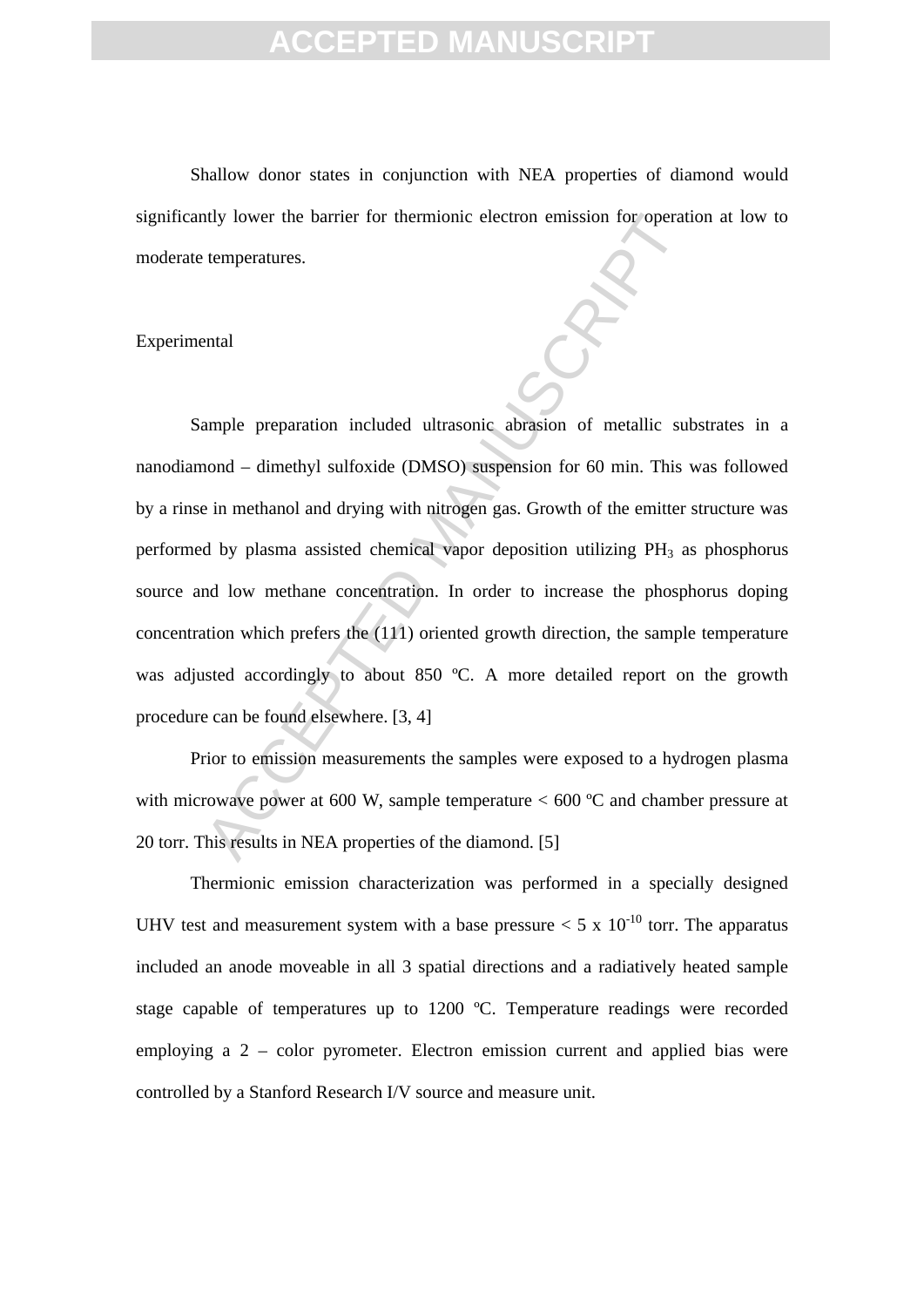Shallow donor states in conjunction with NEA properties of diamond would significantly lower the barrier for thermionic electron emission for operation at low to moderate temperatures.

## Experimental

Sample preparation included ultrasonic abrasion of metallic substrates in a nanodiamond – dimethyl sulfoxide (DMSO) suspension for 60 min. This was followed by a rinse in methanol and drying with nitrogen gas. Growth of the emitter structure was performed by plasma assisted chemical vapor deposition utilizing $PH_3$ as phosphorus source and low methane concentration. In order to increase the phosphorus doping concentration which prefers the (111) oriented growth direction, the sample temperature was adjusted accordingly to about 850 ºC. A more detailed report on the growth procedure can be found elsewhere. [3, 4]

Prior to emission measurements the samples were exposed to a hydrogen plasma with microwave power at 600 W, sample temperature < 600 ºC and chamber pressure at 20 torr. This results in NEA properties of the diamond. [5]

Thermionic emission characterization was performed in a specially designed UHV test and measurement system with a base pressure < 5 x $10^{-10}$ torr. The apparatus included an anode moveable in all 3 spatial directions and a radiatively heated sample stage capable of temperatures up to 1200 ºC. Temperature readings were recorded employing a 2 – color pyrometer. Electron emission current and applied bias were controlled by a Stanford Research I/V source and measure unit.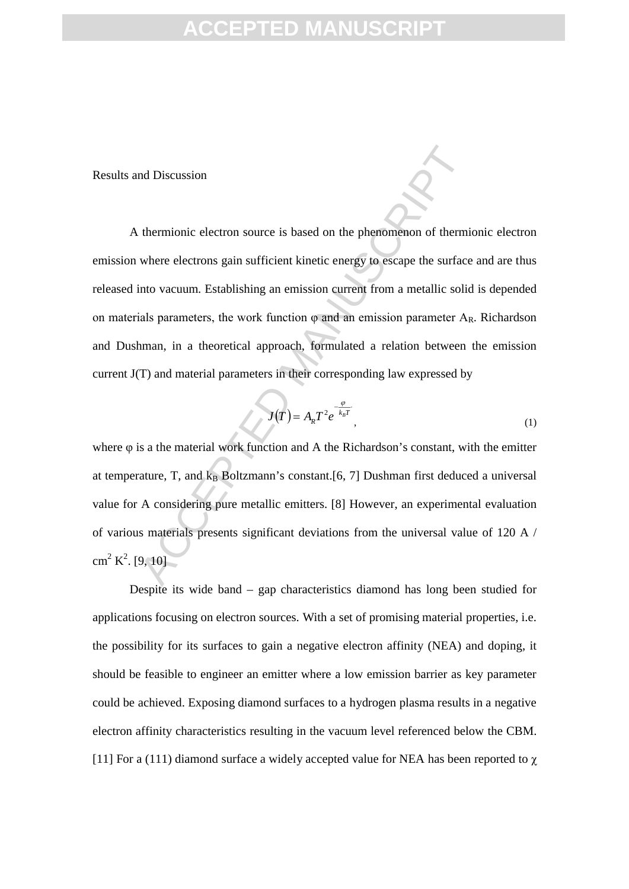Results and Discussion

A thermionic electron source is based on the phenomenon of thermionic electron emission where electrons gain sufficient kinetic energy to escape the surface and are thus released into vacuum. Establishing an emission current from a metallic solid is depended on materials parameters, the work function φ and an emission parameter $A_R$. Richardson and Dushman, in a theoretical approach, formulated a relation between the emission current J(T) and material parameters in their corresponding law expressed by

$$J(T) = A_R T^2 e^{-\frac{\varphi}{k_B T}}, \tag{1}$$

where φ is a the material work function and A the Richardson's constant, with the emitter at temperature, T, and $k_B$ Boltzmann's constant.[6, 7] Dushman first deduced a universal value for A considering pure metallic emitters. [8] However, an experimental evaluation of various materials presents significant deviations from the universal value of 120 A / cm$^2$ K$^2$. [9, 10]

Despite its wide band – gap characteristics diamond has long been studied for applications focusing on electron sources. With a set of promising material properties, i.e. the possibility for its surfaces to gain a negative electron affinity (NEA) and doping, it should be feasible to engineer an emitter where a low emission barrier as key parameter could be achieved. Exposing diamond surfaces to a hydrogen plasma results in a negative electron affinity characteristics resulting in the vacuum level referenced below the CBM. [11] For a (111) diamond surface a widely accepted value for NEA has been reported to χ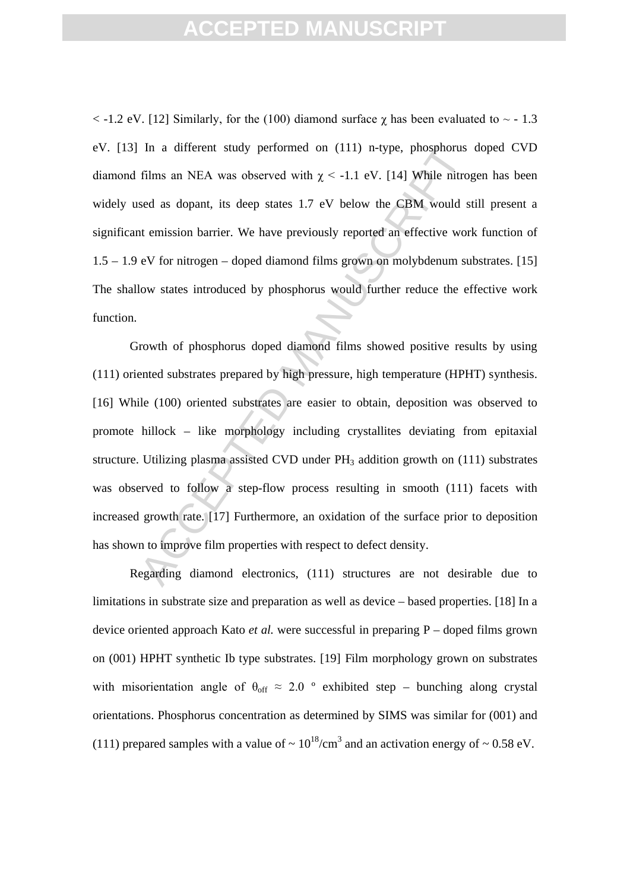$< -1.2$ eV. [12] Similarly, for the (100) diamond surface $\chi$ has been evaluated to $\sim -1.3$ eV. [13] In a different study performed on (111) n-type, phosphorus doped CVD diamond films an NEA was observed with $\chi < -1.1$ eV. [14] While nitrogen has been widely used as dopant, its deep states 1.7 eV below the CBM would still present a significant emission barrier. We have previously reported an effective work function of 1.5 – 1.9 eV for nitrogen – doped diamond films grown on molybdenum substrates. [15] The shallow states introduced by phosphorus would further reduce the effective work function.

Growth of phosphorus doped diamond films showed positive results by using (111) oriented substrates prepared by high pressure, high temperature (HPHT) synthesis. [16] While (100) oriented substrates are easier to obtain, deposition was observed to promote hillock – like morphology including crystallites deviating from epitaxial structure. Utilizing plasma assisted CVD under $PH_3$ addition growth on (111) substrates was observed to follow a step-flow process resulting in smooth (111) facets with increased growth rate. [17] Furthermore, an oxidation of the surface prior to deposition has shown to improve film properties with respect to defect density.

Regarding diamond electronics, (111) structures are not desirable due to limitations in substrate size and preparation as well as device – based properties. [18] In a device oriented approach Kato *et al.* were successful in preparing P – doped films grown on (001) HPHT synthetic Ib type substrates. [19] Film morphology grown on substrates with misorientation angle of $\theta_{off} \approx 2.0$ º exhibited step – bunching along crystal orientations. Phosphorus concentration as determined by SIMS was similar for (001) and (111) prepared samples with a value of $\sim 10^{18}/cm^3$ and an activation energy of $\sim 0.58$ eV.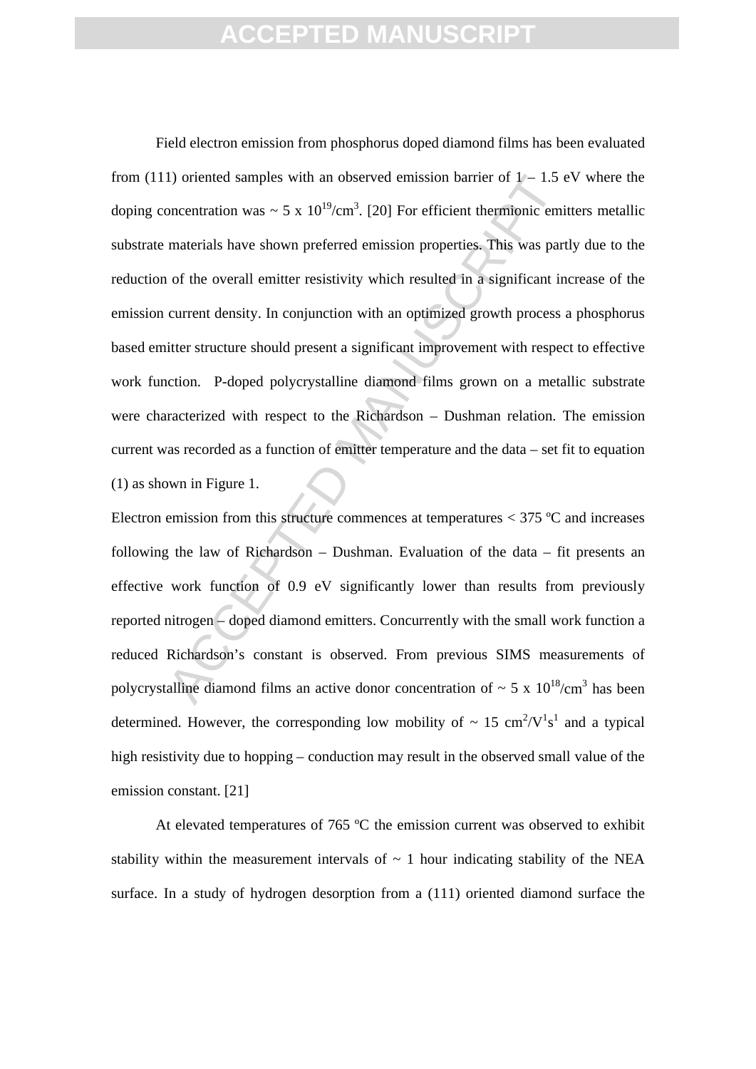Field electron emission from phosphorus doped diamond films has been evaluated from (111) oriented samples with an observed emission barrier of 1 – 1.5 eV where the doping concentration was ~ 5 x $10^{19}$/cm$^3$. [20] For efficient thermionic emitters metallic substrate materials have shown preferred emission properties. This was partly due to the reduction of the overall emitter resistivity which resulted in a significant increase of the emission current density. In conjunction with an optimized growth process a phosphorus based emitter structure should present a significant improvement with respect to effective work function. P-doped polycrystalline diamond films grown on a metallic substrate were characterized with respect to the Richardson – Dushman relation. The emission current was recorded as a function of emitter temperature and the data – set fit to equation (1) as shown in Figure 1.

Electron emission from this structure commences at temperatures < 375 ºC and increases following the law of Richardson – Dushman. Evaluation of the data – fit presents an effective work function of 0.9 eV significantly lower than results from previously reported nitrogen – doped diamond emitters. Concurrently with the small work function a reduced Richardson's constant is observed. From previous SIMS measurements of polycrystalline diamond films an active donor concentration of ~ 5 x $10^{18}$/cm$^3$ has been determined. However, the corresponding low mobility of ~ 15 cm$^2$/V$^1$s$^1$ and a typical high resistivity due to hopping – conduction may result in the observed small value of the emission constant. [21]

At elevated temperatures of 765 ºC the emission current was observed to exhibit stability within the measurement intervals of ~ 1 hour indicating stability of the NEA surface. In a study of hydrogen desorption from a (111) oriented diamond surface the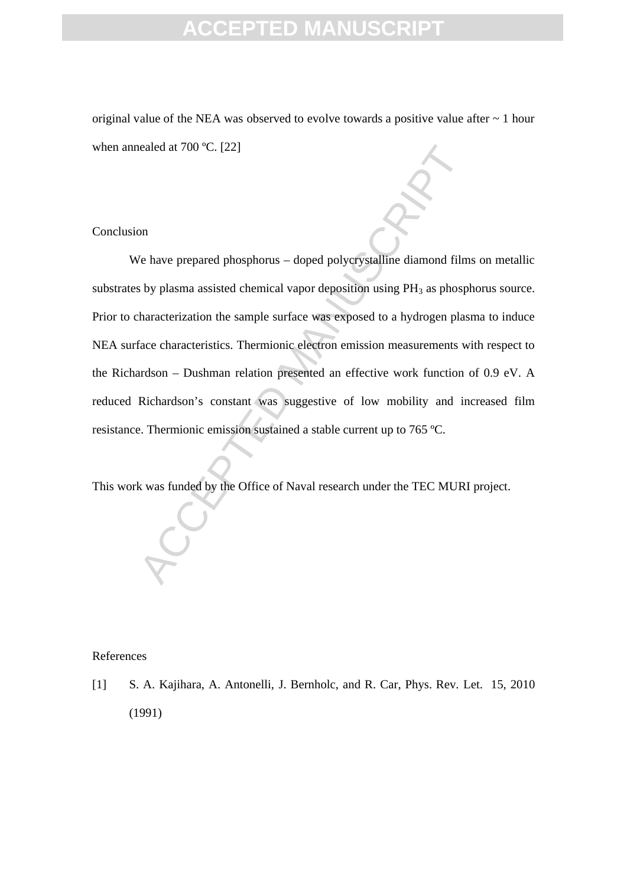original value of the NEA was observed to evolve towards a positive value after ~ 1 hour when annealed at 700 ºC. [22]

## Conclusion

We have prepared phosphorus – doped polycrystalline diamond films on metallic substrates by plasma assisted chemical vapor deposition using $PH_3$ as phosphorus source. Prior to characterization the sample surface was exposed to a hydrogen plasma to induce NEA surface characteristics. Thermionic electron emission measurements with respect to the Richardson – Dushman relation presented an effective work function of 0.9 eV. A reduced Richardson's constant was suggestive of low mobility and increased film resistance. Thermionic emission sustained a stable current up to 765 ºC.

This work was funded by the Office of Naval research under the TEC MURI project.

## References

[1] S. A. Kajihara, A. Antonelli, J. Bernholc, and R. Car, Phys. Rev. Let. 15, 2010 (1991)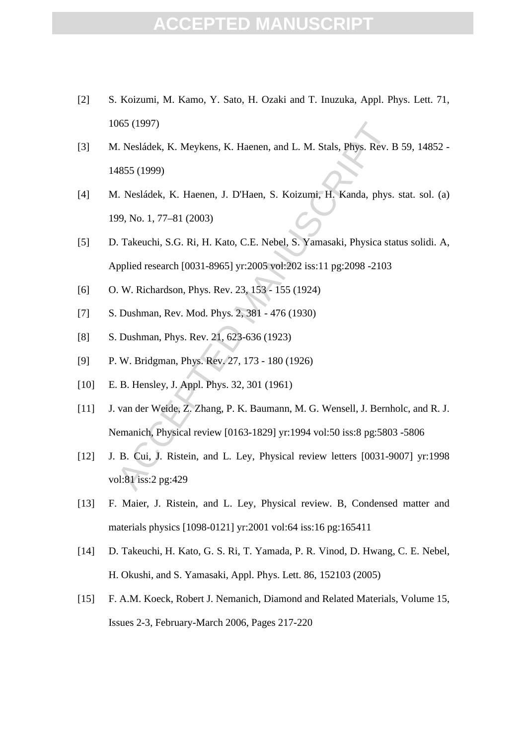[2] S. Koizumi, M. Kamo, Y. Sato, H. Ozaki and T. Inuzuka, Appl. Phys. Lett. 71, 1065 (1997)

[3] M. Nesládek, K. Meykens, K. Haenen, and L. M. Stals, Phys. Rev. B 59, 14852 - 14855 (1999)

[4] M. Nesládek, K. Haenen, J. D'Haen, S. Koizumi, H. Kanda, phys. stat. sol. (a) 199, No. 1, 77–81 (2003)

[5] D. Takeuchi, S.G. Ri, H. Kato, C.E. Nebel, S. Yamasaki, Physica status solidi. A, Applied research [0031-8965] yr:2005 vol:202 iss:11 pg:2098 -2103

[6] O. W. Richardson, Phys. Rev. 23, 153 - 155 (1924)

[7] S. Dushman, Rev. Mod. Phys. 2, 381 - 476 (1930)

[8] S. Dushman, Phys. Rev. 21, 623-636 (1923)

[9] P. W. Bridgman, Phys. Rev. 27, 173 - 180 (1926)

[10] E. B. Hensley, J. Appl. Phys. 32, 301 (1961)

[11] J. van der Weide, Z. Zhang, P. K. Baumann, M. G. Wensell, J. Bernholc, and R. J. Nemanich, Physical review [0163-1829] yr:1994 vol:50 iss:8 pg:5803 -5806

[12] J. B. Cui, J. Ristein, and L. Ley, Physical review letters [0031-9007] yr:1998 vol:81 iss:2 pg:429

[13] F. Maier, J. Ristein, and L. Ley, Physical review. B, Condensed matter and materials physics [1098-0121] yr:2001 vol:64 iss:16 pg:165411

[14] D. Takeuchi, H. Kato, G. S. Ri, T. Yamada, P. R. Vinod, D. Hwang, C. E. Nebel, H. Okushi, and S. Yamasaki, Appl. Phys. Lett. 86, 152103 (2005)

[15] F. A.M. Koeck, Robert J. Nemanich, Diamond and Related Materials, Volume 15, Issues 2-3, February-March 2006, Pages 217-220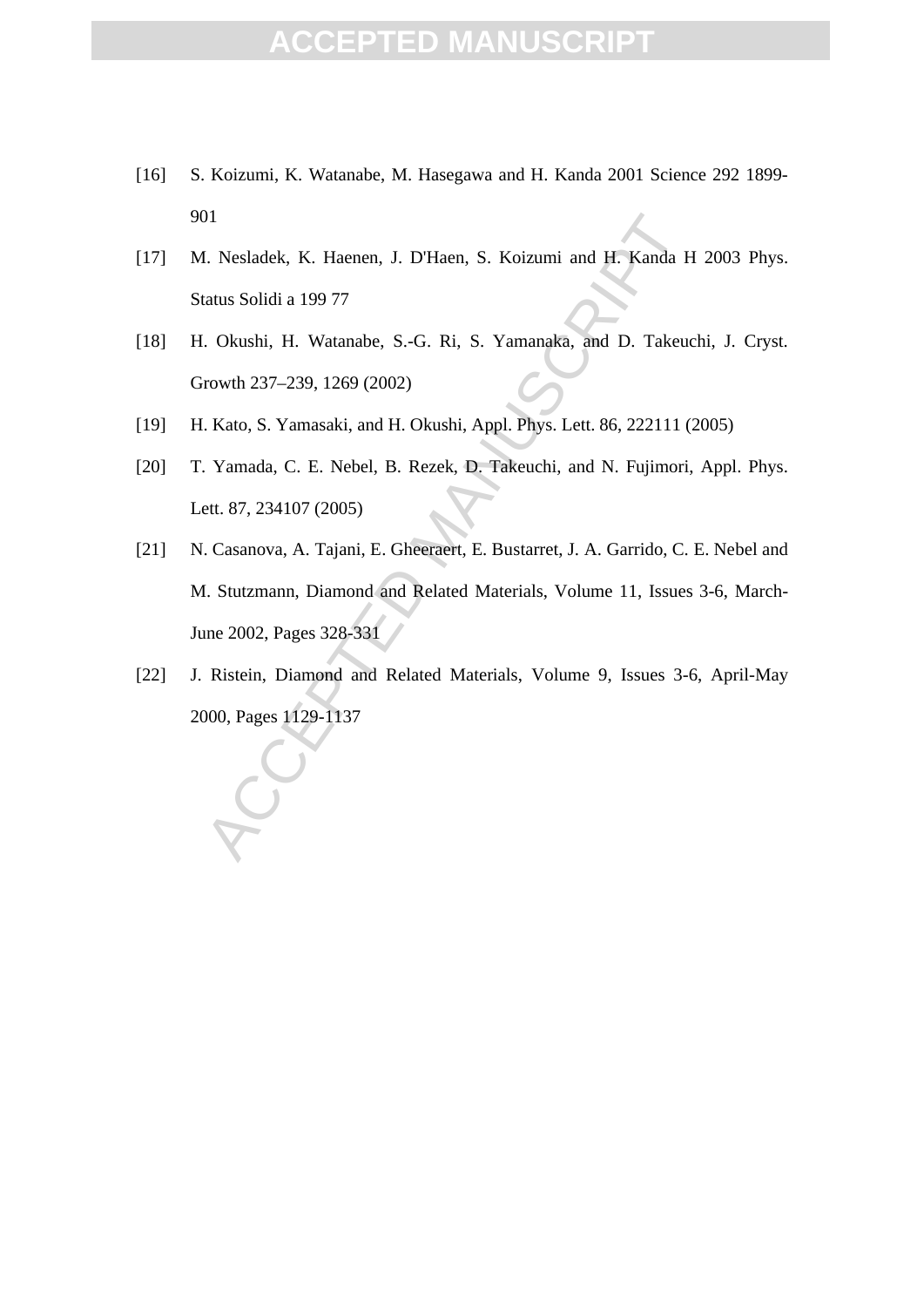[16] S. Koizumi, K. Watanabe, M. Hasegawa and H. Kanda 2001 Science 292 1899-901

[17] M. Nesladek, K. Haenen, J. D'Haen, S. Koizumi and H. Kanda H 2003 Phys. Status Solidi a 199 77

[18] H. Okushi, H. Watanabe, S.-G. Ri, S. Yamanaka, and D. Takeuchi, J. Cryst. Growth 237–239, 1269 (2002)

[19] H. Kato, S. Yamasaki, and H. Okushi, Appl. Phys. Lett. 86, 222111 (2005)

[20] T. Yamada, C. E. Nebel, B. Rezek, D. Takeuchi, and N. Fujimori, Appl. Phys. Lett. 87, 234107 (2005)

[21] N. Casanova, A. Tajani, E. Gheeraert, E. Bustarret, J. A. Garrido, C. E. Nebel and M. Stutzmann, Diamond and Related Materials, Volume 11, Issues 3-6, March-June 2002, Pages 328-331

[22] J. Ristein, Diamond and Related Materials, Volume 9, Issues 3-6, April-May 2000, Pages 1129-1137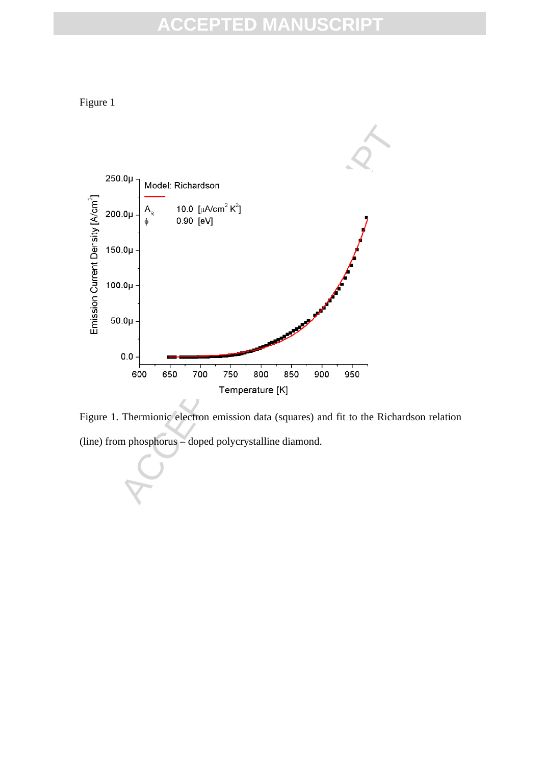Figure 1

Model: Richardson

$A_R$ 10.0 [µA/cm$^2$ K$^2$]

$\phi$ 0.90 [eV]

Emission Current Density [A/cm$^2$]

250.0µ

200.0µ

150.0µ

100.0µ

50.0µ

0.0

600 650 700 750 800 850 900 950

Temperature [K]

Figure 1. Thermionic electron emission data (squares) and fit to the Richardson relation (line) from phosphorus – doped polycrystalline diamond.